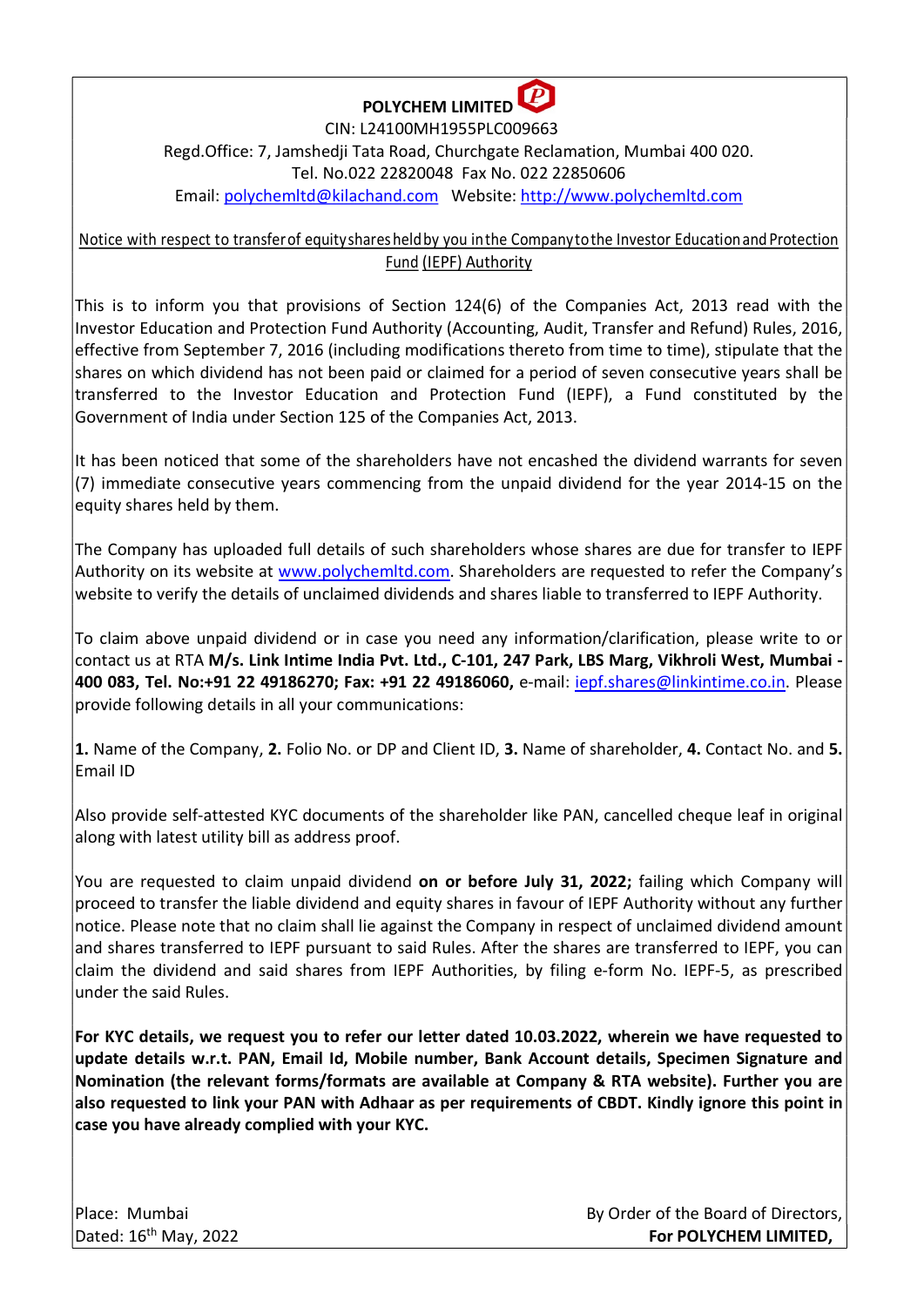# POLYCHEM LIMITED

CIN: L24100MH1955PLC009663

Regd.Office: 7, Jamshedji Tata Road, Churchgate Reclamation, Mumbai 400 020.

Tel. No.022 22820048 Fax No. 022 22850606

Email: polychemltd@kilachand.com Website: http://www.polychemltd.com

## Notice with respect to transfer of equity shares held by you in the Company to the Investor Education and Protection Fund (IEPF) Authority

This is to inform you that provisions of Section 124(6) of the Companies Act, 2013 read with the Investor Education and Protection Fund Authority (Accounting, Audit, Transfer and Refund) Rules, 2016, effective from September 7, 2016 (including modifications thereto from time to time), stipulate that the shares on which dividend has not been paid or claimed for a period of seven consecutive years shall be transferred to the Investor Education and Protection Fund (IEPF), a Fund constituted by the Government of India under Section 125 of the Companies Act, 2013.

It has been noticed that some of the shareholders have not encashed the dividend warrants for seven (7) immediate consecutive years commencing from the unpaid dividend for the year 2014-15 on the equity shares held by them.

The Company has uploaded full details of such shareholders whose shares are due for transfer to IEPF Authority on its website at www.polychemltd.com. Shareholders are requested to refer the Company's website to verify the details of unclaimed dividends and shares liable to transferred to IEPF Authority.

To claim above unpaid dividend or in case you need any information/clarification, please write to or contact us at RTA **M/s. Link Intime India Pvt. Ltd., C-101, 247 Park, LBS Marg, Vikhroli West, Mumbai - 400 083, Tel. No:+91 22 49186270; Fax: +91 22 49186060,** e-mail: iepf.shares@linkintime.co.in. Please provide following details in all your communications:

**1.** Name of the Company, **2.** Folio No. or DP and Client ID, **3.** Name of shareholder, **4.** Contact No. and **5.** Email ID

Also provide self-attested KYC documents of the shareholder like PAN, cancelled cheque leaf in original along with latest utility bill as address proof.

You are requested to claim unpaid dividend **on or before July 31, 2022;** failing which Company will proceed to transfer the liable dividend and equity shares in favour of IEPF Authority without any further notice. Please note that no claim shall lie against the Company in respect of unclaimed dividend amount and shares transferred to IEPF pursuant to said Rules. After the shares are transferred to IEPF, you can claim the dividend and said shares from IEPF Authorities, by filing e-form No. IEPF-5, as prescribed under the said Rules.

**For KYC details, we request you to refer our letter dated 10.03.2022, wherein we have requested to update details w.r.t. PAN, Email Id, Mobile number, Bank Account details, Specimen Signature and Nomination (the relevant forms/formats are available at Company & RTA website). Further you are also requested to link your PAN with Adhaar as per requirements of CBDT. Kindly ignore this point in case you have already complied with your KYC.**

Place: Mumbai
Dated: 16th May, 2022

By Order of the Board of Directors,
**For POLYCHEM LIMITED,**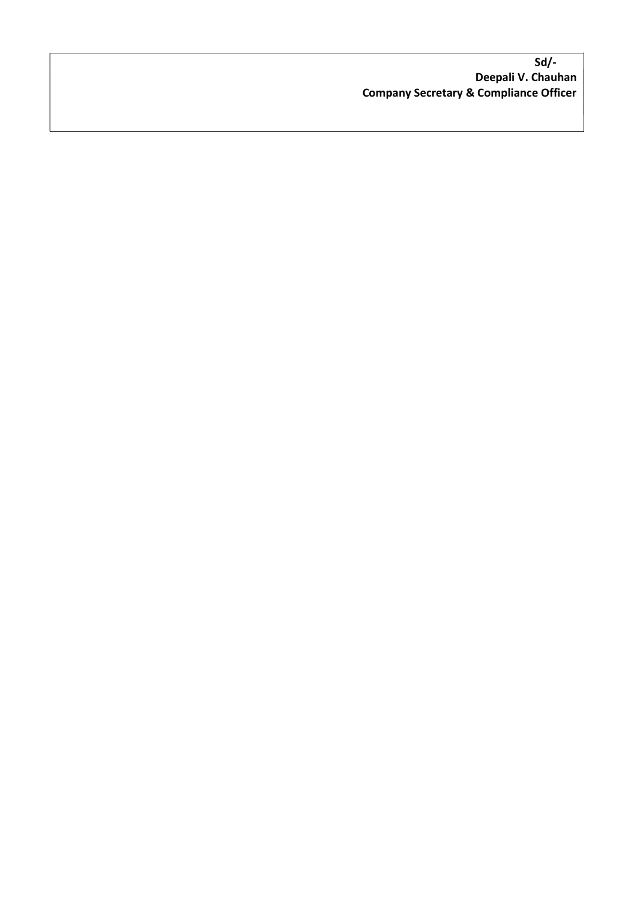**Sd/-**
**Deepali V. Chauhan**
**Company Secretary & Compliance Officer**